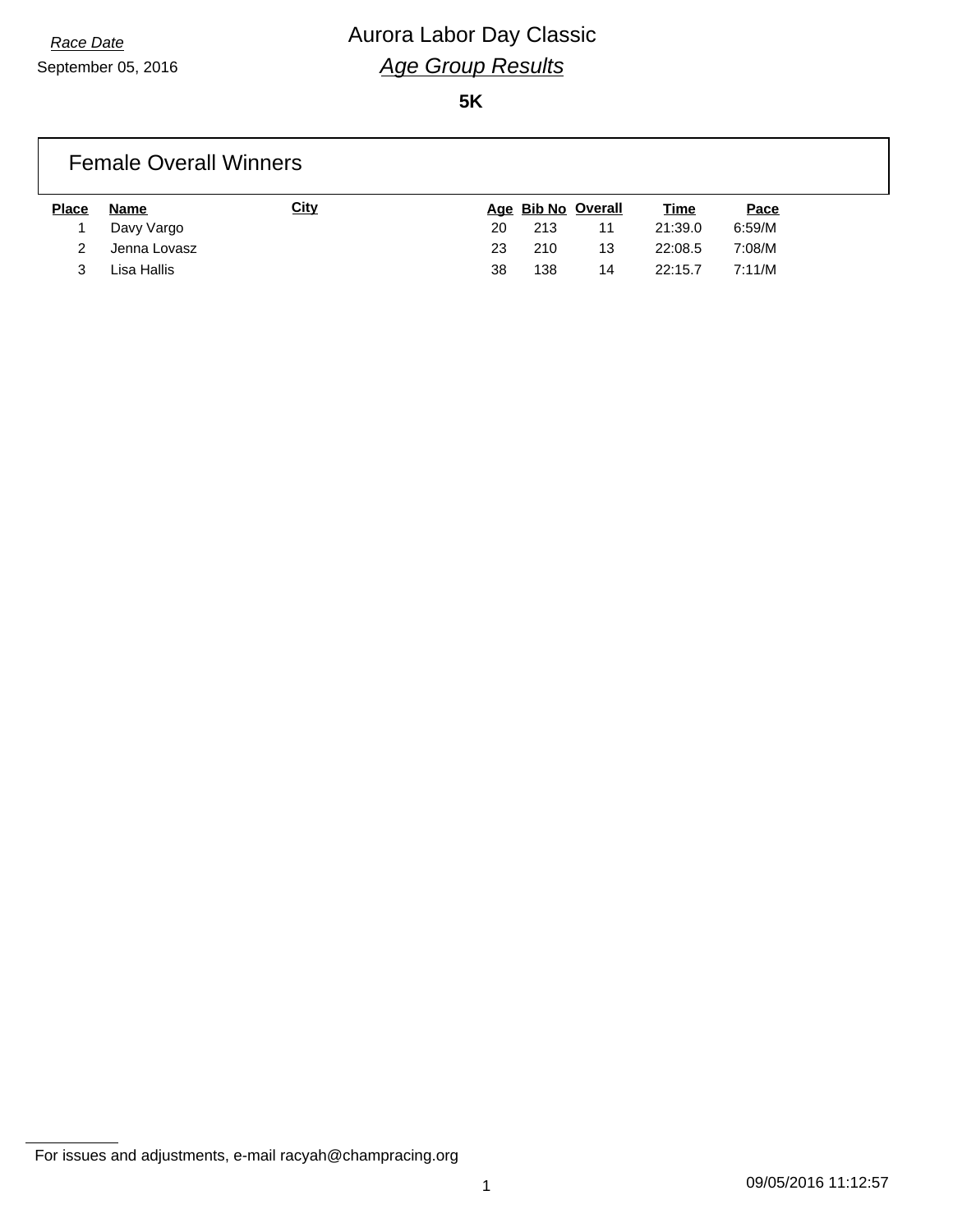*Race Date*

September 05, 2016

# Aurora Labor Day Classic

## *Age Group Results*

**5K**

### Female Overall Winners

| Place | Name | City | Age | Bib No | Overall | Time | Pace |
|---|---|---|---|---|---|---|---|
| 1 | Davy Vargo | | 20 | 213 | 11 | 21:39.0 | 6:59/M |
| 2 | Jenna Lovasz | | 23 | 210 | 13 | 22:08.5 | 7:08/M |
| 3 | Lisa Hallis | | 38 | 138 | 14 | 22:15.7 | 7:11/M |

For issues and adjustments, e-mail racyah@champracing.org

09/05/2016 11:12:57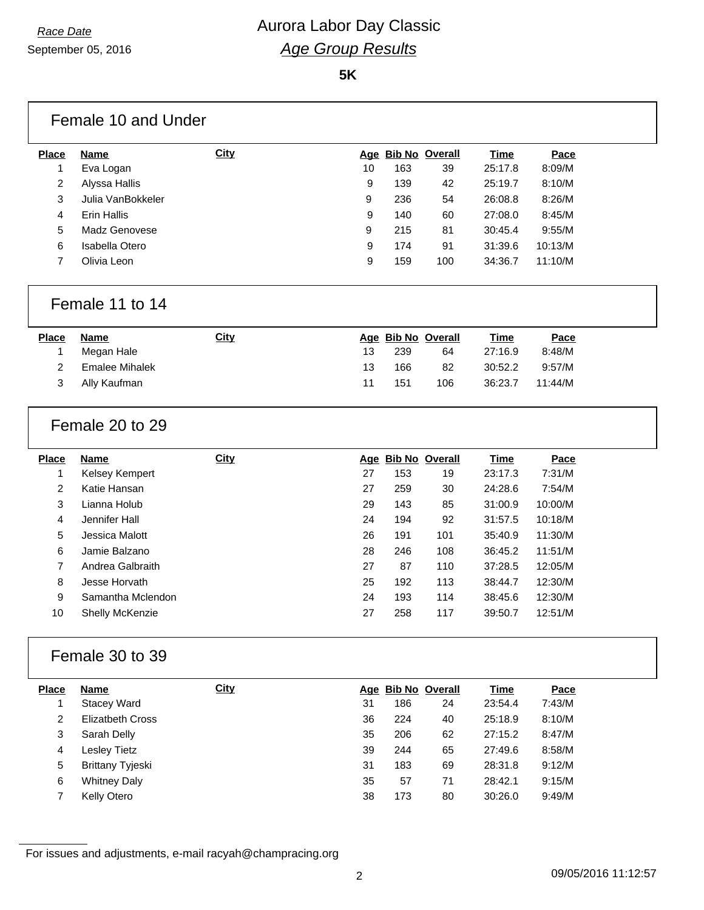*Race Date*

September 05, 2016

# Aurora Labor Day Classic

## *Age Group Results*

**5K**

### Female 10 and Under

| Place | Name | City | Age | Bib No | Overall | Time | Pace |
|---|---|---|---|---|---|---|---|
| 1 | Eva Logan | | 10 | 163 | 39 | 25:17.8 | 8:09/M |
| 2 | Alyssa Hallis | | 9 | 139 | 42 | 25:19.7 | 8:10/M |
| 3 | Julia VanBokkeler | | 9 | 236 | 54 | 26:08.8 | 8:26/M |
| 4 | Erin Hallis | | 9 | 140 | 60 | 27:08.0 | 8:45/M |
| 5 | Madz Genovese | | 9 | 215 | 81 | 30:45.4 | 9:55/M |
| 6 | Isabella Otero | | 9 | 174 | 91 | 31:39.6 | 10:13/M |
| 7 | Olivia Leon | | 9 | 159 | 100 | 34:36.7 | 11:10/M |

### Female 11 to 14

| Place | Name | City | Age | Bib No | Overall | Time | Pace |
|---|---|---|---|---|---|---|---|
| 1 | Megan Hale | | 13 | 239 | 64 | 27:16.9 | 8:48/M |
| 2 | Emalee Mihalek | | 13 | 166 | 82 | 30:52.2 | 9:57/M |
| 3 | Ally Kaufman | | 11 | 151 | 106 | 36:23.7 | 11:44/M |

### Female 20 to 29

| Place | Name | City | Age | Bib No | Overall | Time | Pace |
|---|---|---|---|---|---|---|---|
| 1 | Kelsey Kempert | | 27 | 153 | 19 | 23:17.3 | 7:31/M |
| 2 | Katie Hansan | | 27 | 259 | 30 | 24:28.6 | 7:54/M |
| 3 | Lianna Holub | | 29 | 143 | 85 | 31:00.9 | 10:00/M |
| 4 | Jennifer Hall | | 24 | 194 | 92 | 31:57.5 | 10:18/M |
| 5 | Jessica Malott | | 26 | 191 | 101 | 35:40.9 | 11:30/M |
| 6 | Jamie Balzano | | 28 | 246 | 108 | 36:45.2 | 11:51/M |
| 7 | Andrea Galbraith | | 27 | 87 | 110 | 37:28.5 | 12:05/M |
| 8 | Jesse Horvath | | 25 | 192 | 113 | 38:44.7 | 12:30/M |
| 9 | Samantha Mclendon | | 24 | 193 | 114 | 38:45.6 | 12:30/M |
| 10 | Shelly McKenzie | | 27 | 258 | 117 | 39:50.7 | 12:51/M |

### Female 30 to 39

| Place | Name | City | Age | Bib No | Overall | Time | Pace |
|---|---|---|---|---|---|---|---|
| 1 | Stacey Ward | | 31 | 186 | 24 | 23:54.4 | 7:43/M |
| 2 | Elizatbeth Cross | | 36 | 224 | 40 | 25:18.9 | 8:10/M |
| 3 | Sarah Delly | | 35 | 206 | 62 | 27:15.2 | 8:47/M |
| 4 | Lesley Tietz | | 39 | 244 | 65 | 27:49.6 | 8:58/M |
| 5 | Brittany Tyjeski | | 31 | 183 | 69 | 28:31.8 | 9:12/M |
| 6 | Whitney Daly | | 35 | 57 | 71 | 28:42.1 | 9:15/M |
| 7 | Kelly Otero | | 38 | 173 | 80 | 30:26.0 | 9:49/M |

For issues and adjustments, e-mail racyah@champracing.org

09/05/2016 11:12:57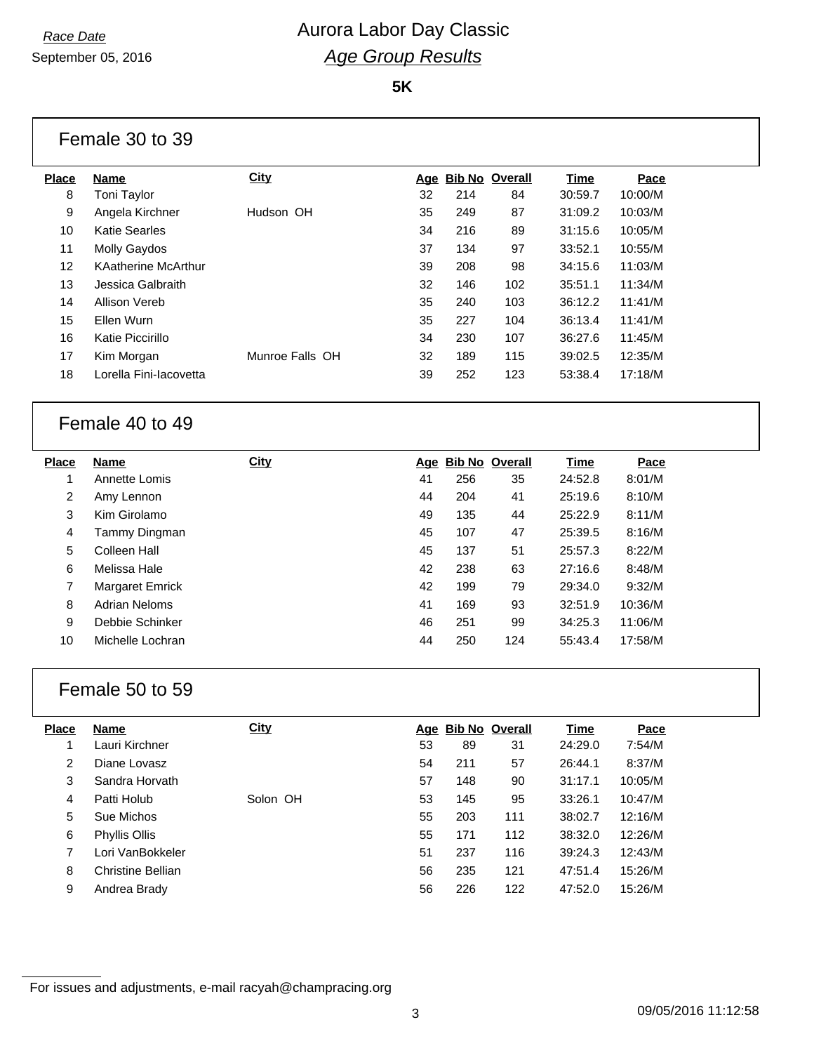*Race Date*

September 05, 2016

# Aurora Labor Day Classic

## *Age Group Results*

**5K**

### Female 30 to 39

| Place | Name | City | Age | Bib No | Overall | Time | Pace |
|---|---|---|---|---|---|---|---|
| 8 | Toni Taylor | | 32 | 214 | 84 | 30:59.7 | 10:00/M |
| 9 | Angela Kirchner | Hudson OH | 35 | 249 | 87 | 31:09.2 | 10:03/M |
| 10 | Katie Searles | | 34 | 216 | 89 | 31:15.6 | 10:05/M |
| 11 | Molly Gaydos | | 37 | 134 | 97 | 33:52.1 | 10:55/M |
| 12 | KAatherine McArthur | | 39 | 208 | 98 | 34:15.6 | 11:03/M |
| 13 | Jessica Galbraith | | 32 | 146 | 102 | 35:51.1 | 11:34/M |
| 14 | Allison Vereb | | 35 | 240 | 103 | 36:12.2 | 11:41/M |
| 15 | Ellen Wurn | | 35 | 227 | 104 | 36:13.4 | 11:41/M |
| 16 | Katie Piccirillo | | 34 | 230 | 107 | 36:27.6 | 11:45/M |
| 17 | Kim Morgan | Munroe Falls OH | 32 | 189 | 115 | 39:02.5 | 12:35/M |
| 18 | Lorella Fini-Iacovetta | | 39 | 252 | 123 | 53:38.4 | 17:18/M |

### Female 40 to 49

| Place | Name | City | Age | Bib No | Overall | Time | Pace |
|---|---|---|---|---|---|---|---|
| 1 | Annette Lomis | | 41 | 256 | 35 | 24:52.8 | 8:01/M |
| 2 | Amy Lennon | | 44 | 204 | 41 | 25:19.6 | 8:10/M |
| 3 | Kim Girolamo | | 49 | 135 | 44 | 25:22.9 | 8:11/M |
| 4 | Tammy Dingman | | 45 | 107 | 47 | 25:39.5 | 8:16/M |
| 5 | Colleen Hall | | 45 | 137 | 51 | 25:57.3 | 8:22/M |
| 6 | Melissa Hale | | 42 | 238 | 63 | 27:16.6 | 8:48/M |
| 7 | Margaret Emrick | | 42 | 199 | 79 | 29:34.0 | 9:32/M |
| 8 | Adrian Neloms | | 41 | 169 | 93 | 32:51.9 | 10:36/M |
| 9 | Debbie Schinker | | 46 | 251 | 99 | 34:25.3 | 11:06/M |
| 10 | Michelle Lochran | | 44 | 250 | 124 | 55:43.4 | 17:58/M |

### Female 50 to 59

| Place | Name | City | Age | Bib No | Overall | Time | Pace |
|---|---|---|---|---|---|---|---|
| 1 | Lauri Kirchner | | 53 | 89 | 31 | 24:29.0 | 7:54/M |
| 2 | Diane Lovasz | | 54 | 211 | 57 | 26:44.1 | 8:37/M |
| 3 | Sandra Horvath | | 57 | 148 | 90 | 31:17.1 | 10:05/M |
| 4 | Patti Holub | Solon OH | 53 | 145 | 95 | 33:26.1 | 10:47/M |
| 5 | Sue Michos | | 55 | 203 | 111 | 38:02.7 | 12:16/M |
| 6 | Phyllis Ollis | | 55 | 171 | 112 | 38:32.0 | 12:26/M |
| 7 | Lori VanBokkeler | | 51 | 237 | 116 | 39:24.3 | 12:43/M |
| 8 | Christine Bellian | | 56 | 235 | 121 | 47:51.4 | 15:26/M |
| 9 | Andrea Brady | | 56 | 226 | 122 | 47:52.0 | 15:26/M |

For issues and adjustments, e-mail racyah@champracing.org

09/05/2016 11:12:58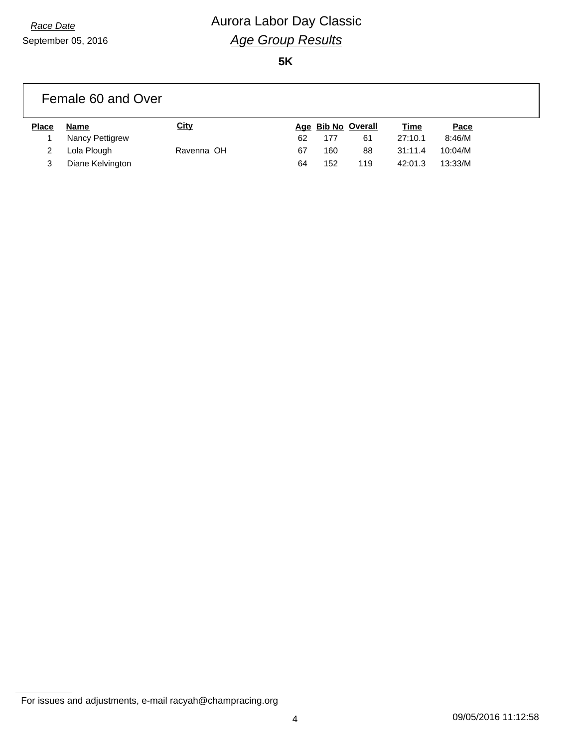*Race Date*

September 05, 2016

# Aurora Labor Day Classic

## *Age Group Results*

**5K**

### Female 60 and Over

| Place | Name | City | Age | Bib No | Overall | Time | Pace |
|---|---|---|---|---|---|---|---|
| 1 | Nancy Pettigrew | | 62 | 177 | 61 | 27:10.1 | 8:46/M |
| 2 | Lola Plough | Ravenna OH | 67 | 160 | 88 | 31:11.4 | 10:04/M |
| 3 | Diane Kelvington | | 64 | 152 | 119 | 42:01.3 | 13:33/M |

For issues and adjustments, e-mail racyah@champracing.org

09/05/2016 11:12:58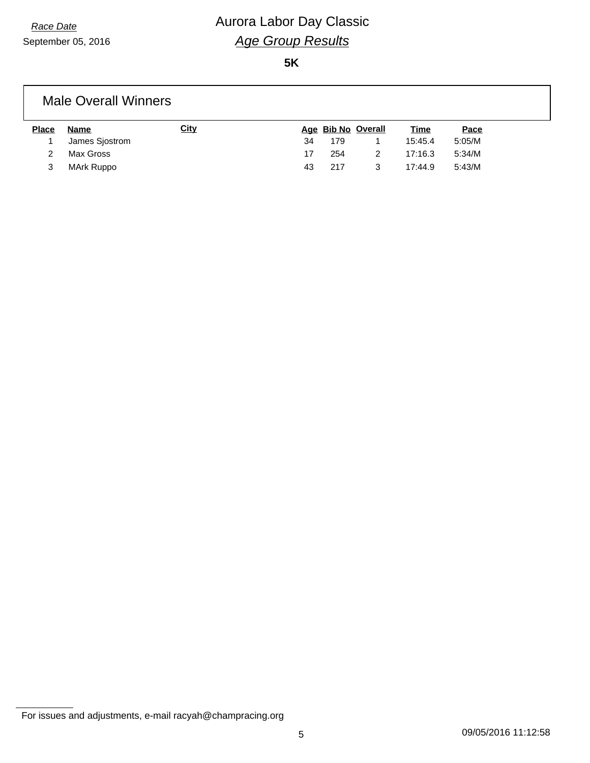*Race Date*

September 05, 2016

# Aurora Labor Day Classic

## *Age Group Results*

**5K**

### Male Overall Winners

| Place | Name | City | Age | Bib No | Overall | Time | Pace |
|---|---|---|---|---|---|---|---|
| 1 | James Sjostrom | | 34 | 179 | 1 | 15:45.4 | 5:05/M |
| 2 | Max Gross | | 17 | 254 | 2 | 17:16.3 | 5:34/M |
| 3 | MArk Ruppo | | 43 | 217 | 3 | 17:44.9 | 5:43/M |

For issues and adjustments, e-mail racyah@champracing.org

09/05/2016 11:12:58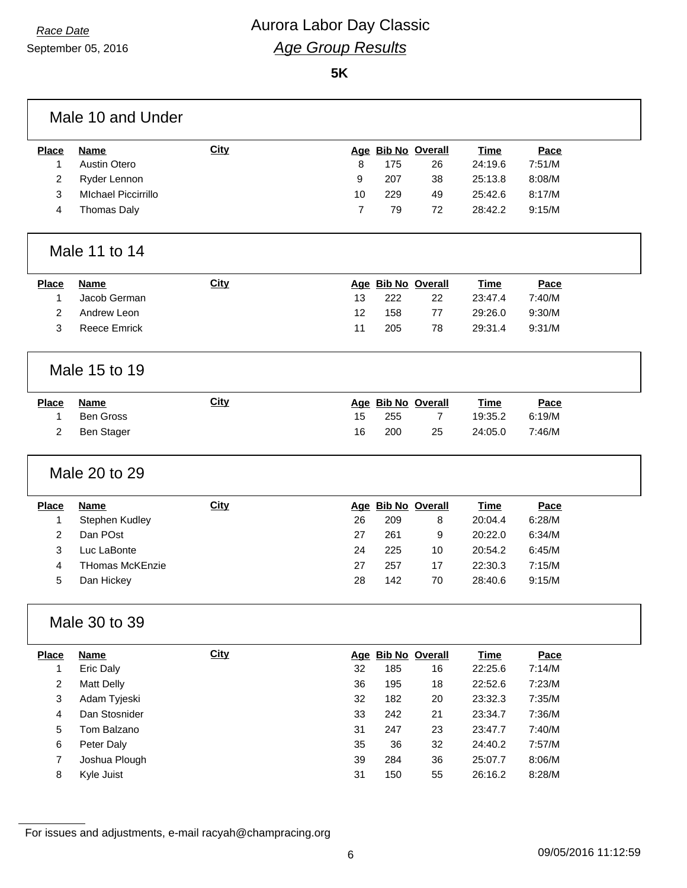*Race Date*

September 05, 2016

# Aurora Labor Day Classic

## *Age Group Results*

**5K**

### Male 10 and Under

| Place | Name | City | Age | Bib No | Overall | Time | Pace |
|---|---|---|---|---|---|---|---|
| 1 | Austin Otero | | 8 | 175 | 26 | 24:19.6 | 7:51/M |
| 2 | Ryder Lennon | | 9 | 207 | 38 | 25:13.8 | 8:08/M |
| 3 | MIchael Piccirrillo | | 10 | 229 | 49 | 25:42.6 | 8:17/M |
| 4 | Thomas Daly | | 7 | 79 | 72 | 28:42.2 | 9:15/M |

### Male 11 to 14

| Place | Name | City | Age | Bib No | Overall | Time | Pace |
|---|---|---|---|---|---|---|---|
| 1 | Jacob German | | 13 | 222 | 22 | 23:47.4 | 7:40/M |
| 2 | Andrew Leon | | 12 | 158 | 77 | 29:26.0 | 9:30/M |
| 3 | Reece Emrick | | 11 | 205 | 78 | 29:31.4 | 9:31/M |

### Male 15 to 19

| Place | Name | City | Age | Bib No | Overall | Time | Pace |
|---|---|---|---|---|---|---|---|
| 1 | Ben Gross | | 15 | 255 | 7 | 19:35.2 | 6:19/M |
| 2 | Ben Stager | | 16 | 200 | 25 | 24:05.0 | 7:46/M |

### Male 20 to 29

| Place | Name | City | Age | Bib No | Overall | Time | Pace |
|---|---|---|---|---|---|---|---|
| 1 | Stephen Kudley | | 26 | 209 | 8 | 20:04.4 | 6:28/M |
| 2 | Dan POst | | 27 | 261 | 9 | 20:22.0 | 6:34/M |
| 3 | Luc LaBonte | | 24 | 225 | 10 | 20:54.2 | 6:45/M |
| 4 | THomas McKEnzie | | 27 | 257 | 17 | 22:30.3 | 7:15/M |
| 5 | Dan Hickey | | 28 | 142 | 70 | 28:40.6 | 9:15/M |

### Male 30 to 39

| Place | Name | City | Age | Bib No | Overall | Time | Pace |
|---|---|---|---|---|---|---|---|
| 1 | Eric Daly | | 32 | 185 | 16 | 22:25.6 | 7:14/M |
| 2 | Matt Delly | | 36 | 195 | 18 | 22:52.6 | 7:23/M |
| 3 | Adam Tyjeski | | 32 | 182 | 20 | 23:32.3 | 7:35/M |
| 4 | Dan Stosnider | | 33 | 242 | 21 | 23:34.7 | 7:36/M |
| 5 | Tom Balzano | | 31 | 247 | 23 | 23:47.7 | 7:40/M |
| 6 | Peter Daly | | 35 | 36 | 32 | 24:40.2 | 7:57/M |
| 7 | Joshua Plough | | 39 | 284 | 36 | 25:07.7 | 8:06/M |
| 8 | Kyle Juist | | 31 | 150 | 55 | 26:16.2 | 8:28/M |

For issues and adjustments, e-mail racyah@champracing.org

09/05/2016 11:12:59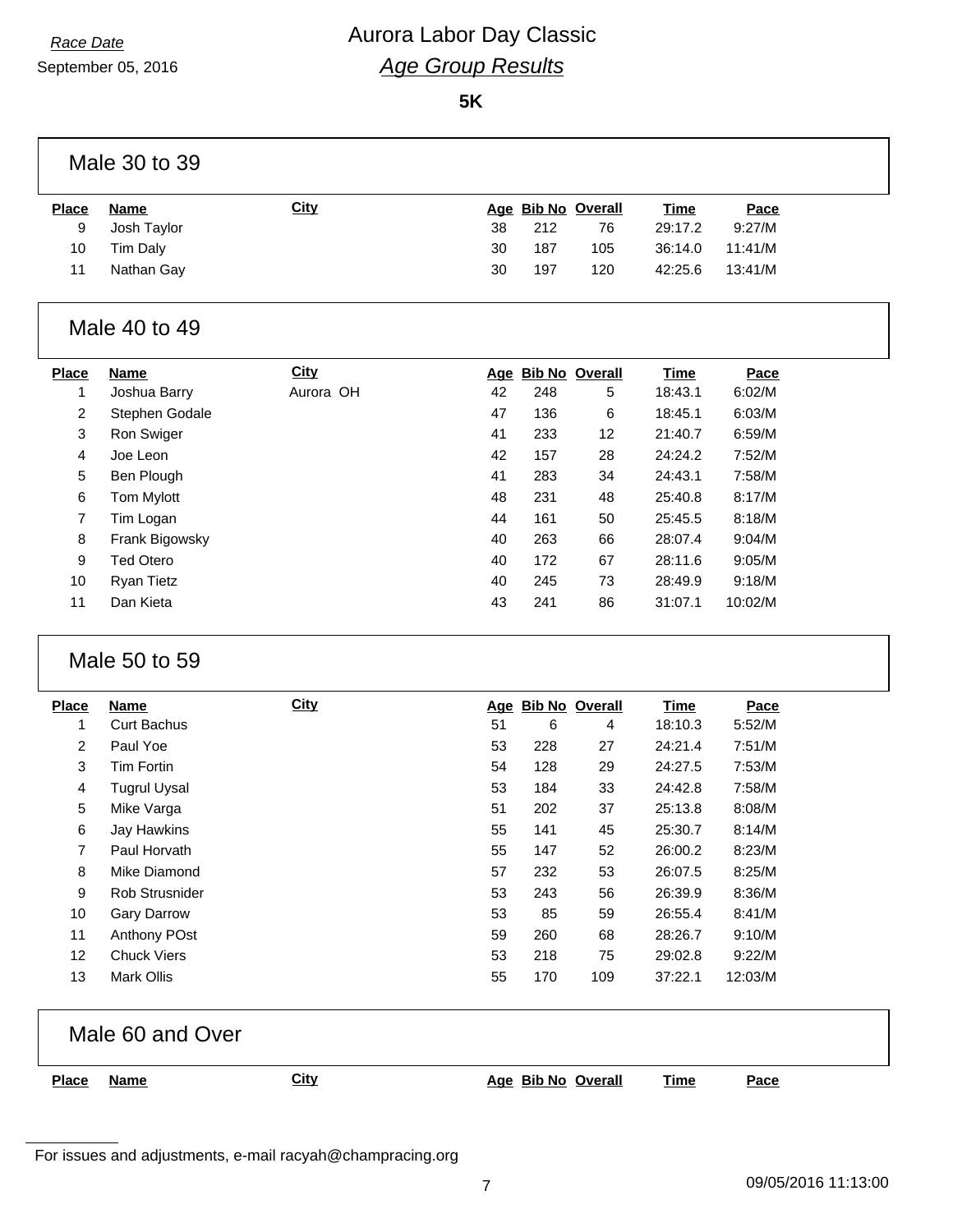*Race Date*

September 05, 2016

# Aurora Labor Day Classic

## *Age Group Results*

**5K**

### Male 30 to 39

| Place | Name | City | Age | Bib No | Overall | Time | Pace |
|---|---|---|---|---|---|---|---|
| 9 | Josh Taylor | | 38 | 212 | 76 | 29:17.2 | 9:27/M |
| 10 | Tim Daly | | 30 | 187 | 105 | 36:14.0 | 11:41/M |
| 11 | Nathan Gay | | 30 | 197 | 120 | 42:25.6 | 13:41/M |

### Male 40 to 49

| Place | Name | City | Age | Bib No | Overall | Time | Pace |
|---|---|---|---|---|---|---|---|
| 1 | Joshua Barry | Aurora OH | 42 | 248 | 5 | 18:43.1 | 6:02/M |
| 2 | Stephen Godale | | 47 | 136 | 6 | 18:45.1 | 6:03/M |
| 3 | Ron Swiger | | 41 | 233 | 12 | 21:40.7 | 6:59/M |
| 4 | Joe Leon | | 42 | 157 | 28 | 24:24.2 | 7:52/M |
| 5 | Ben Plough | | 41 | 283 | 34 | 24:43.1 | 7:58/M |
| 6 | Tom Mylott | | 48 | 231 | 48 | 25:40.8 | 8:17/M |
| 7 | Tim Logan | | 44 | 161 | 50 | 25:45.5 | 8:18/M |
| 8 | Frank Bigowsky | | 40 | 263 | 66 | 28:07.4 | 9:04/M |
| 9 | Ted Otero | | 40 | 172 | 67 | 28:11.6 | 9:05/M |
| 10 | Ryan Tietz | | 40 | 245 | 73 | 28:49.9 | 9:18/M |
| 11 | Dan Kieta | | 43 | 241 | 86 | 31:07.1 | 10:02/M |

### Male 50 to 59

| Place | Name | City | Age | Bib No | Overall | Time | Pace |
|---|---|---|---|---|---|---|---|
| 1 | Curt Bachus | | 51 | 6 | 4 | 18:10.3 | 5:52/M |
| 2 | Paul Yoe | | 53 | 228 | 27 | 24:21.4 | 7:51/M |
| 3 | Tim Fortin | | 54 | 128 | 29 | 24:27.5 | 7:53/M |
| 4 | Tugrul Uysal | | 53 | 184 | 33 | 24:42.8 | 7:58/M |
| 5 | Mike Varga | | 51 | 202 | 37 | 25:13.8 | 8:08/M |
| 6 | Jay Hawkins | | 55 | 141 | 45 | 25:30.7 | 8:14/M |
| 7 | Paul Horvath | | 55 | 147 | 52 | 26:00.2 | 8:23/M |
| 8 | Mike Diamond | | 57 | 232 | 53 | 26:07.5 | 8:25/M |
| 9 | Rob Strusnider | | 53 | 243 | 56 | 26:39.9 | 8:36/M |
| 10 | Gary Darrow | | 53 | 85 | 59 | 26:55.4 | 8:41/M |
| 11 | Anthony POst | | 59 | 260 | 68 | 28:26.7 | 9:10/M |
| 12 | Chuck Viers | | 53 | 218 | 75 | 29:02.8 | 9:22/M |
| 13 | Mark Ollis | | 55 | 170 | 109 | 37:22.1 | 12:03/M |

### Male 60 and Over

| Place | Name | City | Age | Bib No | Overall | Time | Pace |
|---|---|---|---|---|---|---|---|

For issues and adjustments, e-mail racyah@champracing.org

09/05/2016 11:13:00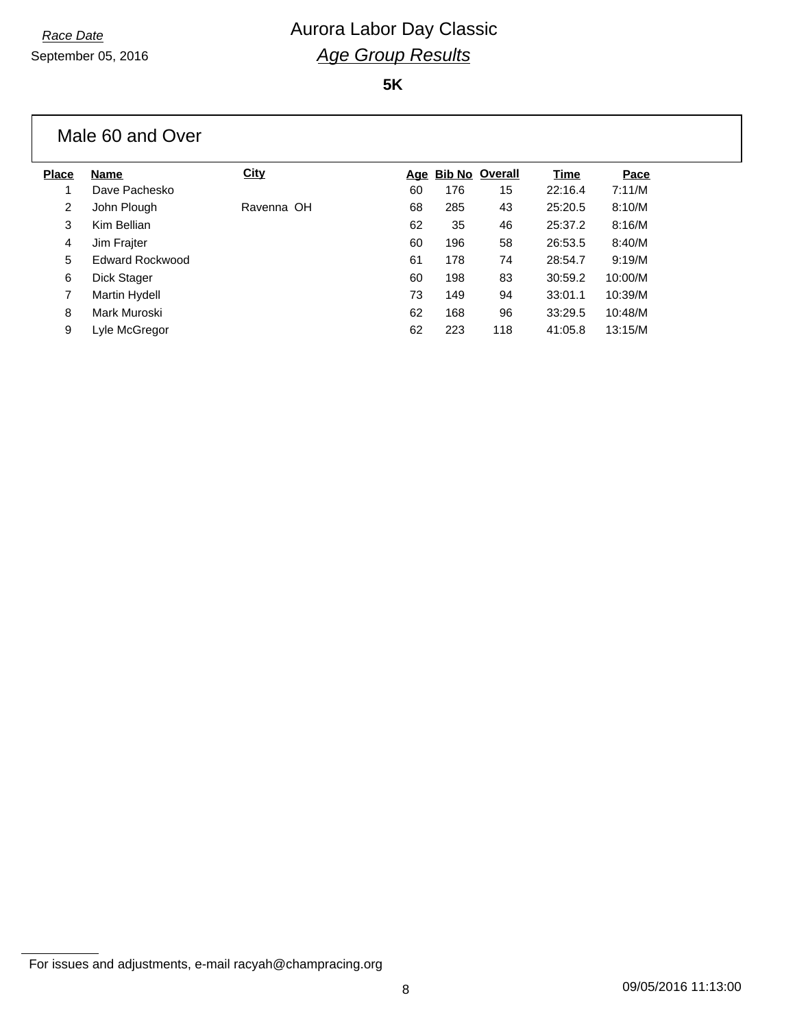*Race Date*

September 05, 2016

# Aurora Labor Day Classic

## *Age Group Results*

**5K**

### Male 60 and Over

| Place | Name | City | Age | Bib No | Overall | Time | Pace |
|---|---|---|---|---|---|---|---|
| 1 | Dave Pachesko | | 60 | 176 | 15 | 22:16.4 | 7:11/M |
| 2 | John Plough | Ravenna OH | 68 | 285 | 43 | 25:20.5 | 8:10/M |
| 3 | Kim Bellian | | 62 | 35 | 46 | 25:37.2 | 8:16/M |
| 4 | Jim Frajter | | 60 | 196 | 58 | 26:53.5 | 8:40/M |
| 5 | Edward Rockwood | | 61 | 178 | 74 | 28:54.7 | 9:19/M |
| 6 | Dick Stager | | 60 | 198 | 83 | 30:59.2 | 10:00/M |
| 7 | Martin Hydell | | 73 | 149 | 94 | 33:01.1 | 10:39/M |
| 8 | Mark Muroski | | 62 | 168 | 96 | 33:29.5 | 10:48/M |
| 9 | Lyle McGregor | | 62 | 223 | 118 | 41:05.8 | 13:15/M |

For issues and adjustments, e-mail racyah@champracing.org

09/05/2016 11:13:00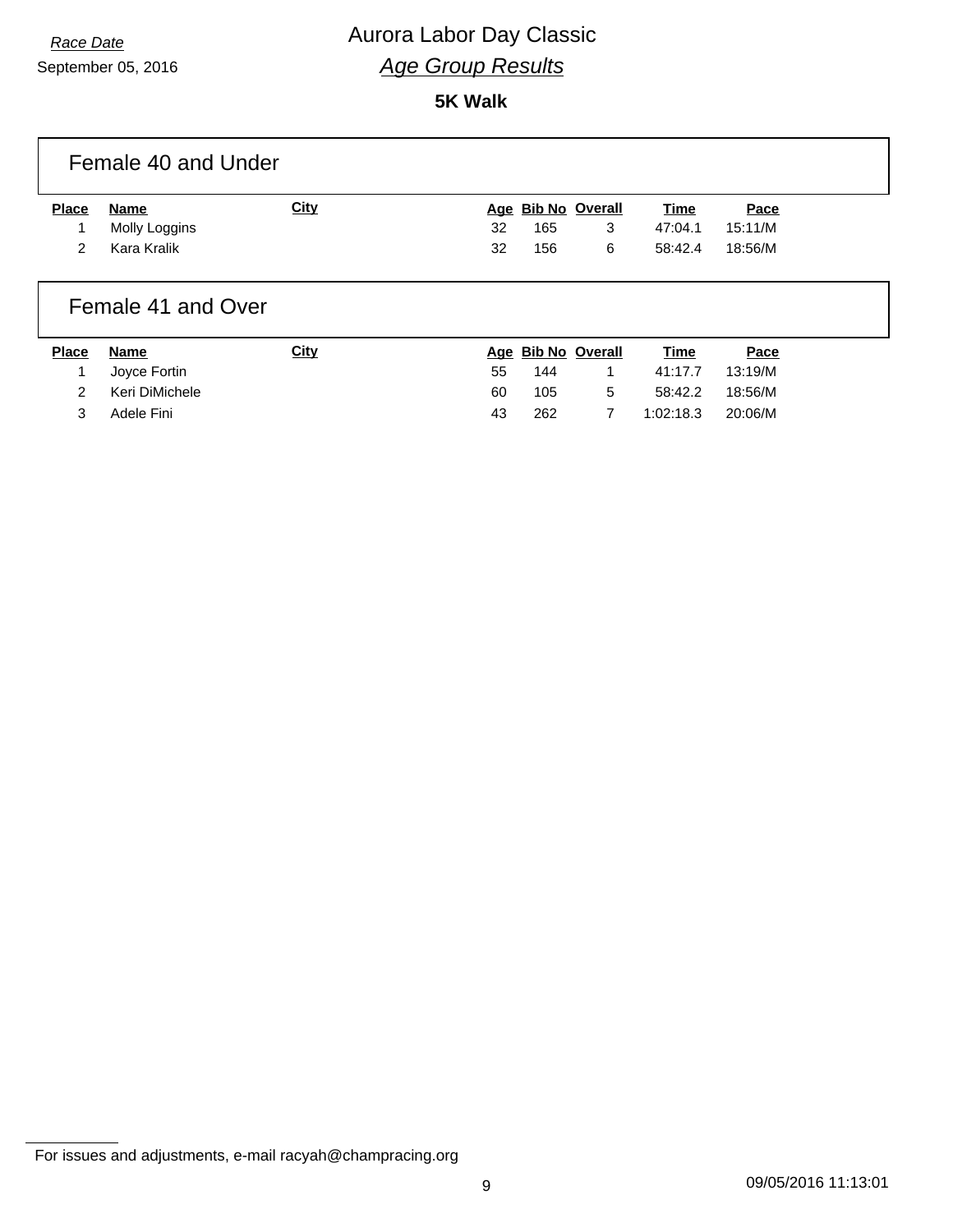*Race Date*

September 05, 2016

# Aurora Labor Day Classic

## *Age Group Results*

### 5K Walk

## Female 40 and Under

| Place | Name | City | Age | Bib No | Overall | Time | Pace |
|---|---|---|---|---|---|---|---|
| 1 | Molly Loggins | | 32 | 165 | 3 | 47:04.1 | 15:11/M |
| 2 | Kara Kralik | | 32 | 156 | 6 | 58:42.4 | 18:56/M |

## Female 41 and Over

| Place | Name | City | Age | Bib No | Overall | Time | Pace |
|---|---|---|---|---|---|---|---|
| 1 | Joyce Fortin | | 55 | 144 | 1 | 41:17.7 | 13:19/M |
| 2 | Keri DiMichele | | 60 | 105 | 5 | 58:42.2 | 18:56/M |
| 3 | Adele Fini | | 43 | 262 | 7 | 1:02:18.3 | 20:06/M |

For issues and adjustments, e-mail racyah@champracing.org

09/05/2016 11:13:01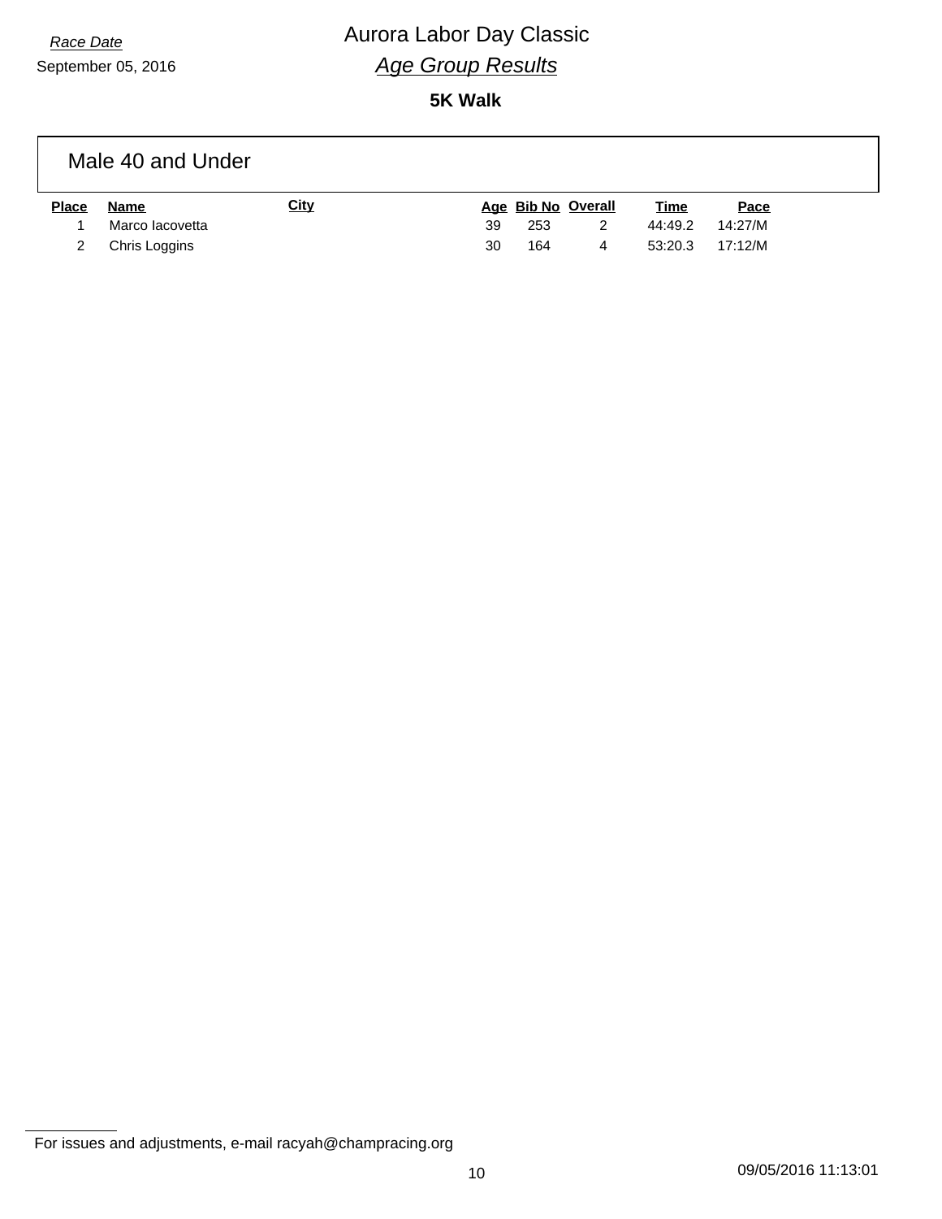Race Date

September 05, 2016

# Aurora Labor Day Classic

## *Age Group Results*

**5K Walk**

### Male 40 and Under

| Place | Name | City | Age | Bib No | Overall | Time | Pace |
|---|---|---|---|---|---|---|---|
| 1 | Marco Iacovetta | | 39 | 253 | 2 | 44:49.2 | 14:27/M |
| 2 | Chris Loggins | | 30 | 164 | 4 | 53:20.3 | 17:12/M |

For issues and adjustments, e-mail racyah@champracing.org

09/05/2016 11:13:01